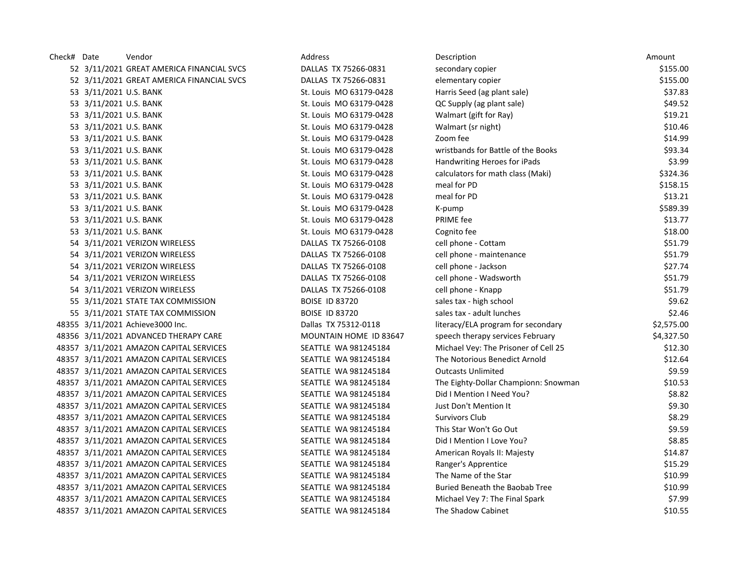| Check# | Date | Vendor | Address | Description | Amount |
|---|---|---|---|---|---|
| 52 | 3/11/2021 | GREAT AMERICA FINANCIAL SVCS | DALLAS TX 75266-0831 | secondary copier | $155.00 |
| 52 | 3/11/2021 | GREAT AMERICA FINANCIAL SVCS | DALLAS TX 75266-0831 | elementary copier | $155.00 |
| 53 | 3/11/2021 | U.S. BANK | St. Louis MO 63179-0428 | Harris Seed (ag plant sale) | $37.83 |
| 53 | 3/11/2021 | U.S. BANK | St. Louis MO 63179-0428 | QC Supply (ag plant sale) | $49.52 |
| 53 | 3/11/2021 | U.S. BANK | St. Louis MO 63179-0428 | Walmart (gift for Ray) | $19.21 |
| 53 | 3/11/2021 | U.S. BANK | St. Louis MO 63179-0428 | Walmart (sr night) | $10.46 |
| 53 | 3/11/2021 | U.S. BANK | St. Louis MO 63179-0428 | Zoom fee | $14.99 |
| 53 | 3/11/2021 | U.S. BANK | St. Louis MO 63179-0428 | wristbands for Battle of the Books | $93.34 |
| 53 | 3/11/2021 | U.S. BANK | St. Louis MO 63179-0428 | Handwriting Heroes for iPads | $3.99 |
| 53 | 3/11/2021 | U.S. BANK | St. Louis MO 63179-0428 | calculators for math class (Maki) | $324.36 |
| 53 | 3/11/2021 | U.S. BANK | St. Louis MO 63179-0428 | meal for PD | $158.15 |
| 53 | 3/11/2021 | U.S. BANK | St. Louis MO 63179-0428 | meal for PD | $13.21 |
| 53 | 3/11/2021 | U.S. BANK | St. Louis MO 63179-0428 | K-pump | $589.39 |
| 53 | 3/11/2021 | U.S. BANK | St. Louis MO 63179-0428 | PRIME fee | $13.77 |
| 53 | 3/11/2021 | U.S. BANK | St. Louis MO 63179-0428 | Cognito fee | $18.00 |
| 54 | 3/11/2021 | VERIZON WIRELESS | DALLAS TX 75266-0108 | cell phone - Cottam | $51.79 |
| 54 | 3/11/2021 | VERIZON WIRELESS | DALLAS TX 75266-0108 | cell phone - maintenance | $51.79 |
| 54 | 3/11/2021 | VERIZON WIRELESS | DALLAS TX 75266-0108 | cell phone - Jackson | $27.74 |
| 54 | 3/11/2021 | VERIZON WIRELESS | DALLAS TX 75266-0108 | cell phone - Wadsworth | $51.79 |
| 54 | 3/11/2021 | VERIZON WIRELESS | DALLAS TX 75266-0108 | cell phone - Knapp | $51.79 |
| 55 | 3/11/2021 | STATE TAX COMMISSION | BOISE ID 83720 | sales tax - high school | $9.62 |
| 55 | 3/11/2021 | STATE TAX COMMISSION | BOISE ID 83720 | sales tax - adult lunches | $2.46 |
| 48355 | 3/11/2021 | Achieve3000 Inc. | Dallas TX 75312-0118 | literacy/ELA program for secondary | $2,575.00 |
| 48356 | 3/11/2021 | ADVANCED THERAPY CARE | MOUNTAIN HOME ID 83647 | speech therapy services February | $4,327.50 |
| 48357 | 3/11/2021 | AMAZON CAPITAL SERVICES | SEATTLE WA 981245184 | Michael Vey: The Prisoner of Cell 25 | $12.30 |
| 48357 | 3/11/2021 | AMAZON CAPITAL SERVICES | SEATTLE WA 981245184 | The Notorious Benedict Arnold | $12.64 |
| 48357 | 3/11/2021 | AMAZON CAPITAL SERVICES | SEATTLE WA 981245184 | Outcasts Unlimited | $9.59 |
| 48357 | 3/11/2021 | AMAZON CAPITAL SERVICES | SEATTLE WA 981245184 | The Eighty-Dollar Championn: Snowman | $10.53 |
| 48357 | 3/11/2021 | AMAZON CAPITAL SERVICES | SEATTLE WA 981245184 | Did I Mention I Need You? | $8.82 |
| 48357 | 3/11/2021 | AMAZON CAPITAL SERVICES | SEATTLE WA 981245184 | Just Don't Mention It | $9.30 |
| 48357 | 3/11/2021 | AMAZON CAPITAL SERVICES | SEATTLE WA 981245184 | Survivors Club | $8.29 |
| 48357 | 3/11/2021 | AMAZON CAPITAL SERVICES | SEATTLE WA 981245184 | This Star Won't Go Out | $9.59 |
| 48357 | 3/11/2021 | AMAZON CAPITAL SERVICES | SEATTLE WA 981245184 | Did I Mention I Love You? | $8.85 |
| 48357 | 3/11/2021 | AMAZON CAPITAL SERVICES | SEATTLE WA 981245184 | American Royals II: Majesty | $14.87 |
| 48357 | 3/11/2021 | AMAZON CAPITAL SERVICES | SEATTLE WA 981245184 | Ranger's Apprentice | $15.29 |
| 48357 | 3/11/2021 | AMAZON CAPITAL SERVICES | SEATTLE WA 981245184 | The Name of the Star | $10.99 |
| 48357 | 3/11/2021 | AMAZON CAPITAL SERVICES | SEATTLE WA 981245184 | Buried Beneath the Baobab Tree | $10.99 |
| 48357 | 3/11/2021 | AMAZON CAPITAL SERVICES | SEATTLE WA 981245184 | Michael Vey 7: The Final Spark | $7.99 |
| 48357 | 3/11/2021 | AMAZON CAPITAL SERVICES | SEATTLE WA 981245184 | The Shadow Cabinet | $10.55 |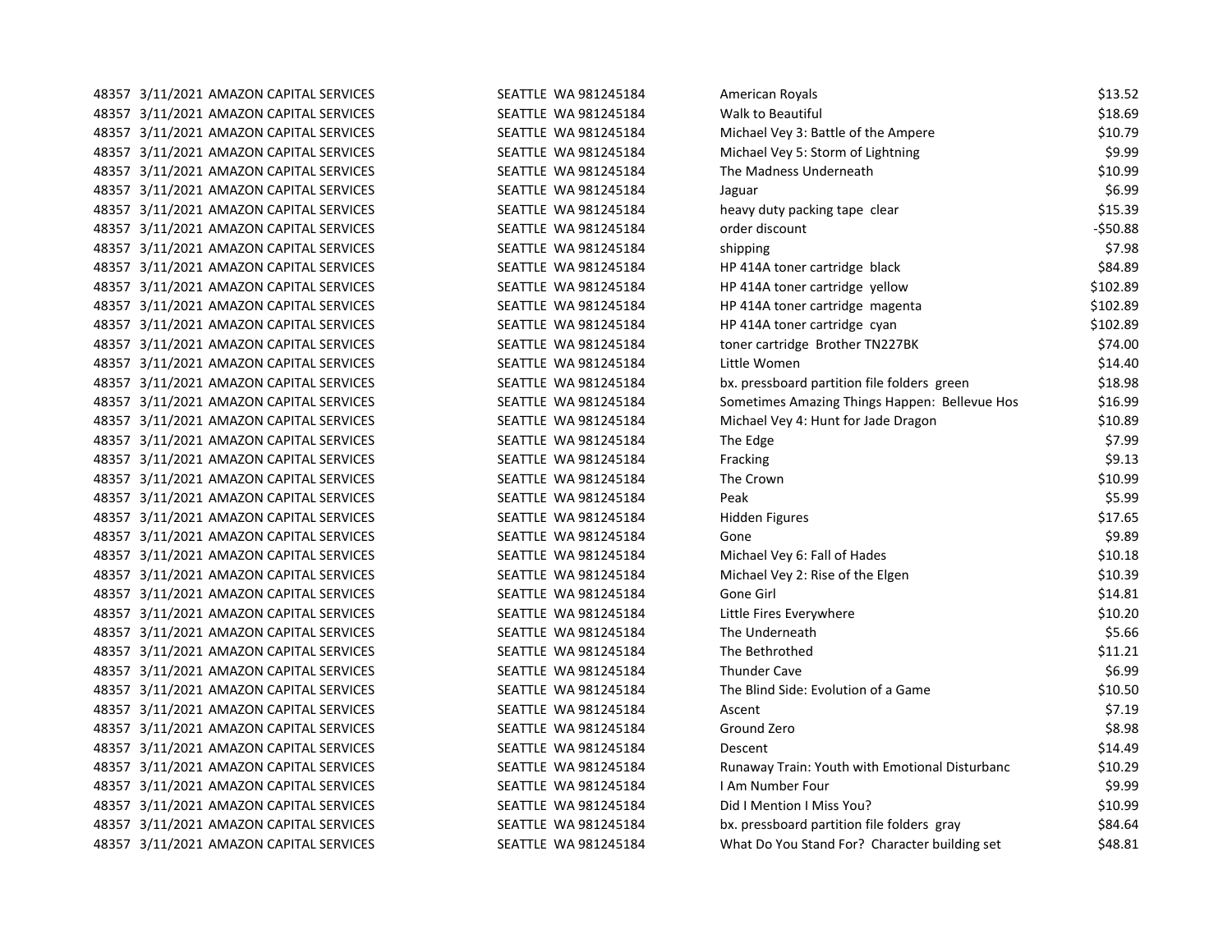| | | | | | |
|---|---|---|---|---|---|
| 48357 | 3/11/2021 | AMAZON CAPITAL SERVICES | SEATTLE WA 981245184 | American Royals | $13.52 |
| 48357 | 3/11/2021 | AMAZON CAPITAL SERVICES | SEATTLE WA 981245184 | Walk to Beautiful | $18.69 |
| 48357 | 3/11/2021 | AMAZON CAPITAL SERVICES | SEATTLE WA 981245184 | Michael Vey 3: Battle of the Ampere | $10.79 |
| 48357 | 3/11/2021 | AMAZON CAPITAL SERVICES | SEATTLE WA 981245184 | Michael Vey 5: Storm of Lightning | $9.99 |
| 48357 | 3/11/2021 | AMAZON CAPITAL SERVICES | SEATTLE WA 981245184 | The Madness Underneath | $10.99 |
| 48357 | 3/11/2021 | AMAZON CAPITAL SERVICES | SEATTLE WA 981245184 | Jaguar | $6.99 |
| 48357 | 3/11/2021 | AMAZON CAPITAL SERVICES | SEATTLE WA 981245184 | heavy duty packing tape clear | $15.39 |
| 48357 | 3/11/2021 | AMAZON CAPITAL SERVICES | SEATTLE WA 981245184 | order discount | -$50.88 |
| 48357 | 3/11/2021 | AMAZON CAPITAL SERVICES | SEATTLE WA 981245184 | shipping | $7.98 |
| 48357 | 3/11/2021 | AMAZON CAPITAL SERVICES | SEATTLE WA 981245184 | HP 414A toner cartridge black | $84.89 |
| 48357 | 3/11/2021 | AMAZON CAPITAL SERVICES | SEATTLE WA 981245184 | HP 414A toner cartridge yellow | $102.89 |
| 48357 | 3/11/2021 | AMAZON CAPITAL SERVICES | SEATTLE WA 981245184 | HP 414A toner cartridge magenta | $102.89 |
| 48357 | 3/11/2021 | AMAZON CAPITAL SERVICES | SEATTLE WA 981245184 | HP 414A toner cartridge cyan | $102.89 |
| 48357 | 3/11/2021 | AMAZON CAPITAL SERVICES | SEATTLE WA 981245184 | toner cartridge Brother TN227BK | $74.00 |
| 48357 | 3/11/2021 | AMAZON CAPITAL SERVICES | SEATTLE WA 981245184 | Little Women | $14.40 |
| 48357 | 3/11/2021 | AMAZON CAPITAL SERVICES | SEATTLE WA 981245184 | bx. pressboard partition file folders green | $18.98 |
| 48357 | 3/11/2021 | AMAZON CAPITAL SERVICES | SEATTLE WA 981245184 | Sometimes Amazing Things Happen: Bellevue Hos | $16.99 |
| 48357 | 3/11/2021 | AMAZON CAPITAL SERVICES | SEATTLE WA 981245184 | Michael Vey 4: Hunt for Jade Dragon | $10.89 |
| 48357 | 3/11/2021 | AMAZON CAPITAL SERVICES | SEATTLE WA 981245184 | The Edge | $7.99 |
| 48357 | 3/11/2021 | AMAZON CAPITAL SERVICES | SEATTLE WA 981245184 | Fracking | $9.13 |
| 48357 | 3/11/2021 | AMAZON CAPITAL SERVICES | SEATTLE WA 981245184 | The Crown | $10.99 |
| 48357 | 3/11/2021 | AMAZON CAPITAL SERVICES | SEATTLE WA 981245184 | Peak | $5.99 |
| 48357 | 3/11/2021 | AMAZON CAPITAL SERVICES | SEATTLE WA 981245184 | Hidden Figures | $17.65 |
| 48357 | 3/11/2021 | AMAZON CAPITAL SERVICES | SEATTLE WA 981245184 | Gone | $9.89 |
| 48357 | 3/11/2021 | AMAZON CAPITAL SERVICES | SEATTLE WA 981245184 | Michael Vey 6: Fall of Hades | $10.18 |
| 48357 | 3/11/2021 | AMAZON CAPITAL SERVICES | SEATTLE WA 981245184 | Michael Vey 2: Rise of the Elgen | $10.39 |
| 48357 | 3/11/2021 | AMAZON CAPITAL SERVICES | SEATTLE WA 981245184 | Gone Girl | $14.81 |
| 48357 | 3/11/2021 | AMAZON CAPITAL SERVICES | SEATTLE WA 981245184 | Little Fires Everywhere | $10.20 |
| 48357 | 3/11/2021 | AMAZON CAPITAL SERVICES | SEATTLE WA 981245184 | The Underneath | $5.66 |
| 48357 | 3/11/2021 | AMAZON CAPITAL SERVICES | SEATTLE WA 981245184 | The Bethrothed | $11.21 |
| 48357 | 3/11/2021 | AMAZON CAPITAL SERVICES | SEATTLE WA 981245184 | Thunder Cave | $6.99 |
| 48357 | 3/11/2021 | AMAZON CAPITAL SERVICES | SEATTLE WA 981245184 | The Blind Side: Evolution of a Game | $10.50 |
| 48357 | 3/11/2021 | AMAZON CAPITAL SERVICES | SEATTLE WA 981245184 | Ascent | $7.19 |
| 48357 | 3/11/2021 | AMAZON CAPITAL SERVICES | SEATTLE WA 981245184 | Ground Zero | $8.98 |
| 48357 | 3/11/2021 | AMAZON CAPITAL SERVICES | SEATTLE WA 981245184 | Descent | $14.49 |
| 48357 | 3/11/2021 | AMAZON CAPITAL SERVICES | SEATTLE WA 981245184 | Runaway Train: Youth with Emotional Disturbanc | $10.29 |
| 48357 | 3/11/2021 | AMAZON CAPITAL SERVICES | SEATTLE WA 981245184 | I Am Number Four | $9.99 |
| 48357 | 3/11/2021 | AMAZON CAPITAL SERVICES | SEATTLE WA 981245184 | Did I Mention I Miss You? | $10.99 |
| 48357 | 3/11/2021 | AMAZON CAPITAL SERVICES | SEATTLE WA 981245184 | bx. pressboard partition file folders gray | $84.64 |
| 48357 | 3/11/2021 | AMAZON CAPITAL SERVICES | SEATTLE WA 981245184 | What Do You Stand For? Character building set | $48.81 |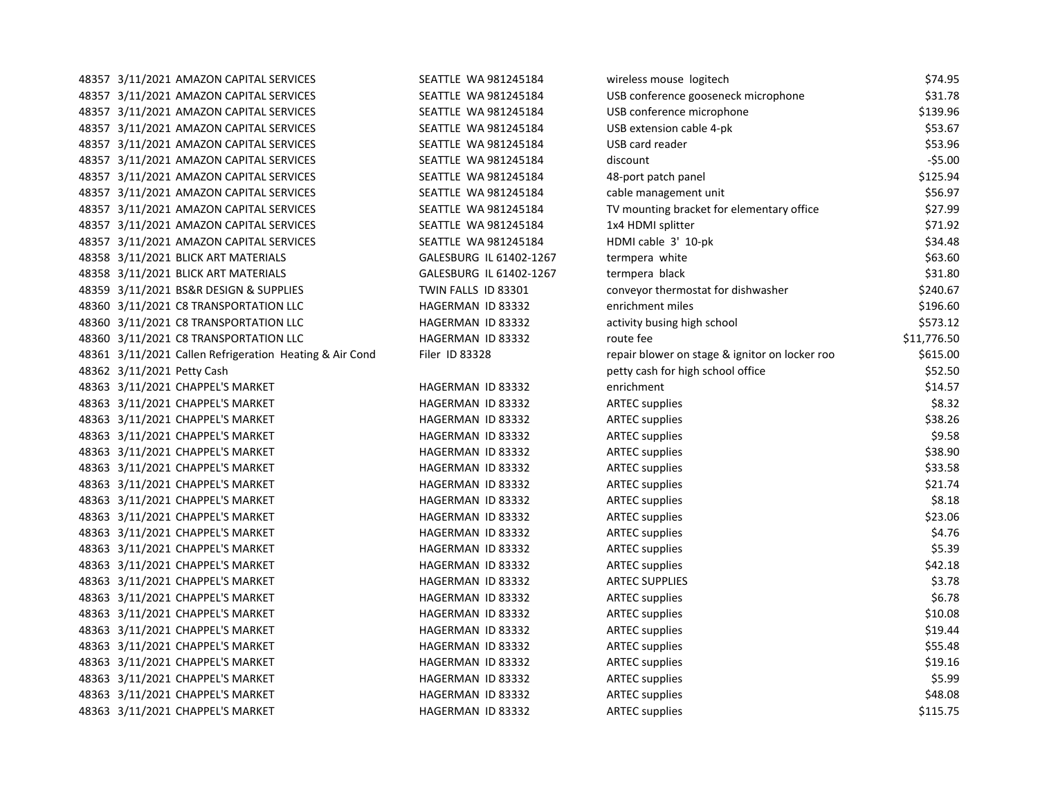| | | | | | |
|---|---|---|---|---|---|
| 48357 | 3/11/2021 | AMAZON CAPITAL SERVICES | SEATTLE WA 981245184 | wireless mouse logitech | $74.95 |
| 48357 | 3/11/2021 | AMAZON CAPITAL SERVICES | SEATTLE WA 981245184 | USB conference gooseneck microphone | $31.78 |
| 48357 | 3/11/2021 | AMAZON CAPITAL SERVICES | SEATTLE WA 981245184 | USB conference microphone | $139.96 |
| 48357 | 3/11/2021 | AMAZON CAPITAL SERVICES | SEATTLE WA 981245184 | USB extension cable 4-pk | $53.67 |
| 48357 | 3/11/2021 | AMAZON CAPITAL SERVICES | SEATTLE WA 981245184 | USB card reader | $53.96 |
| 48357 | 3/11/2021 | AMAZON CAPITAL SERVICES | SEATTLE WA 981245184 | discount | -$5.00 |
| 48357 | 3/11/2021 | AMAZON CAPITAL SERVICES | SEATTLE WA 981245184 | 48-port patch panel | $125.94 |
| 48357 | 3/11/2021 | AMAZON CAPITAL SERVICES | SEATTLE WA 981245184 | cable management unit | $56.97 |
| 48357 | 3/11/2021 | AMAZON CAPITAL SERVICES | SEATTLE WA 981245184 | TV mounting bracket for elementary office | $27.99 |
| 48357 | 3/11/2021 | AMAZON CAPITAL SERVICES | SEATTLE WA 981245184 | 1x4 HDMI splitter | $71.92 |
| 48357 | 3/11/2021 | AMAZON CAPITAL SERVICES | SEATTLE WA 981245184 | HDMI cable 3' 10-pk | $34.48 |
| 48358 | 3/11/2021 | BLICK ART MATERIALS | GALESBURG IL 61402-1267 | termpera white | $63.60 |
| 48358 | 3/11/2021 | BLICK ART MATERIALS | GALESBURG IL 61402-1267 | termpera black | $31.80 |
| 48359 | 3/11/2021 | BS&R DESIGN & SUPPLIES | TWIN FALLS ID 83301 | conveyor thermostat for dishwasher | $240.67 |
| 48360 | 3/11/2021 | C8 TRANSPORTATION LLC | HAGERMAN ID 83332 | enrichment miles | $196.60 |
| 48360 | 3/11/2021 | C8 TRANSPORTATION LLC | HAGERMAN ID 83332 | activity busing high school | $573.12 |
| 48360 | 3/11/2021 | C8 TRANSPORTATION LLC | HAGERMAN ID 83332 | route fee | $11,776.50 |
| 48361 | 3/11/2021 | Callen Refrigeration Heating & Air Cond | Filer ID 83328 | repair blower on stage & ignitor on locker roo | $615.00 |
| 48362 | 3/11/2021 | Petty Cash | | petty cash for high school office | $52.50 |
| 48363 | 3/11/2021 | CHAPPEL'S MARKET | HAGERMAN ID 83332 | enrichment | $14.57 |
| 48363 | 3/11/2021 | CHAPPEL'S MARKET | HAGERMAN ID 83332 | ARTEC supplies | $8.32 |
| 48363 | 3/11/2021 | CHAPPEL'S MARKET | HAGERMAN ID 83332 | ARTEC supplies | $38.26 |
| 48363 | 3/11/2021 | CHAPPEL'S MARKET | HAGERMAN ID 83332 | ARTEC supplies | $9.58 |
| 48363 | 3/11/2021 | CHAPPEL'S MARKET | HAGERMAN ID 83332 | ARTEC supplies | $38.90 |
| 48363 | 3/11/2021 | CHAPPEL'S MARKET | HAGERMAN ID 83332 | ARTEC supplies | $33.58 |
| 48363 | 3/11/2021 | CHAPPEL'S MARKET | HAGERMAN ID 83332 | ARTEC supplies | $21.74 |
| 48363 | 3/11/2021 | CHAPPEL'S MARKET | HAGERMAN ID 83332 | ARTEC supplies | $8.18 |
| 48363 | 3/11/2021 | CHAPPEL'S MARKET | HAGERMAN ID 83332 | ARTEC supplies | $23.06 |
| 48363 | 3/11/2021 | CHAPPEL'S MARKET | HAGERMAN ID 83332 | ARTEC supplies | $4.76 |
| 48363 | 3/11/2021 | CHAPPEL'S MARKET | HAGERMAN ID 83332 | ARTEC supplies | $5.39 |
| 48363 | 3/11/2021 | CHAPPEL'S MARKET | HAGERMAN ID 83332 | ARTEC supplies | $42.18 |
| 48363 | 3/11/2021 | CHAPPEL'S MARKET | HAGERMAN ID 83332 | ARTEC SUPPLIES | $3.78 |
| 48363 | 3/11/2021 | CHAPPEL'S MARKET | HAGERMAN ID 83332 | ARTEC supplies | $6.78 |
| 48363 | 3/11/2021 | CHAPPEL'S MARKET | HAGERMAN ID 83332 | ARTEC supplies | $10.08 |
| 48363 | 3/11/2021 | CHAPPEL'S MARKET | HAGERMAN ID 83332 | ARTEC supplies | $19.44 |
| 48363 | 3/11/2021 | CHAPPEL'S MARKET | HAGERMAN ID 83332 | ARTEC supplies | $55.48 |
| 48363 | 3/11/2021 | CHAPPEL'S MARKET | HAGERMAN ID 83332 | ARTEC supplies | $19.16 |
| 48363 | 3/11/2021 | CHAPPEL'S MARKET | HAGERMAN ID 83332 | ARTEC supplies | $5.99 |
| 48363 | 3/11/2021 | CHAPPEL'S MARKET | HAGERMAN ID 83332 | ARTEC supplies | $48.08 |
| 48363 | 3/11/2021 | CHAPPEL'S MARKET | HAGERMAN ID 83332 | ARTEC supplies | $115.75 |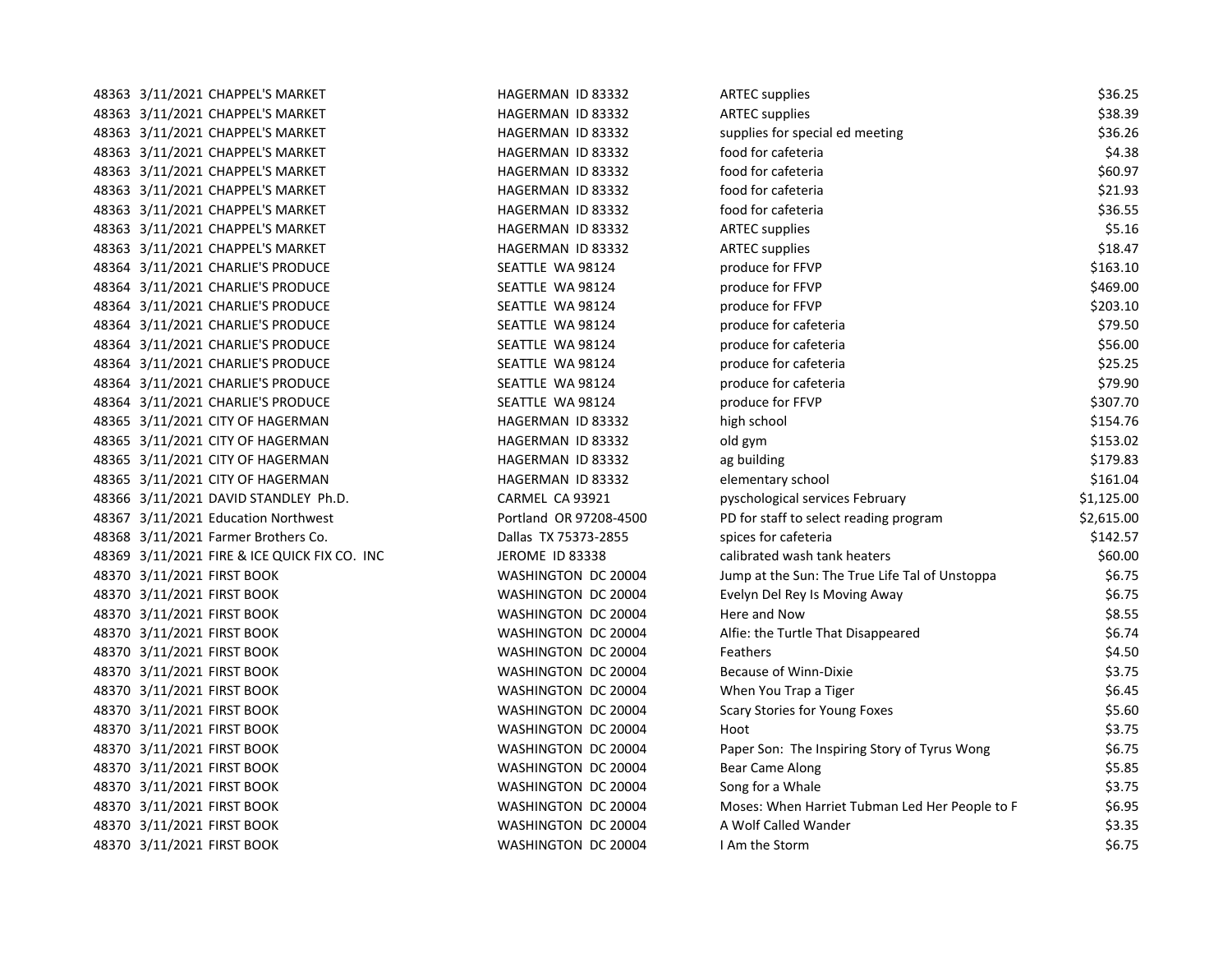| | | | | | |
|---|---|---|---|---|---|
| 48363 | 3/11/2021 | CHAPPEL'S MARKET | HAGERMAN ID 83332 | ARTEC supplies | $36.25 |
| 48363 | 3/11/2021 | CHAPPEL'S MARKET | HAGERMAN ID 83332 | ARTEC supplies | $38.39 |
| 48363 | 3/11/2021 | CHAPPEL'S MARKET | HAGERMAN ID 83332 | supplies for special ed meeting | $36.26 |
| 48363 | 3/11/2021 | CHAPPEL'S MARKET | HAGERMAN ID 83332 | food for cafeteria | $4.38 |
| 48363 | 3/11/2021 | CHAPPEL'S MARKET | HAGERMAN ID 83332 | food for cafeteria | $60.97 |
| 48363 | 3/11/2021 | CHAPPEL'S MARKET | HAGERMAN ID 83332 | food for cafeteria | $21.93 |
| 48363 | 3/11/2021 | CHAPPEL'S MARKET | HAGERMAN ID 83332 | food for cafeteria | $36.55 |
| 48363 | 3/11/2021 | CHAPPEL'S MARKET | HAGERMAN ID 83332 | ARTEC supplies | $5.16 |
| 48363 | 3/11/2021 | CHAPPEL'S MARKET | HAGERMAN ID 83332 | ARTEC supplies | $18.47 |
| 48364 | 3/11/2021 | CHARLIE'S PRODUCE | SEATTLE WA 98124 | produce for FFVP | $163.10 |
| 48364 | 3/11/2021 | CHARLIE'S PRODUCE | SEATTLE WA 98124 | produce for FFVP | $469.00 |
| 48364 | 3/11/2021 | CHARLIE'S PRODUCE | SEATTLE WA 98124 | produce for FFVP | $203.10 |
| 48364 | 3/11/2021 | CHARLIE'S PRODUCE | SEATTLE WA 98124 | produce for cafeteria | $79.50 |
| 48364 | 3/11/2021 | CHARLIE'S PRODUCE | SEATTLE WA 98124 | produce for cafeteria | $56.00 |
| 48364 | 3/11/2021 | CHARLIE'S PRODUCE | SEATTLE WA 98124 | produce for cafeteria | $25.25 |
| 48364 | 3/11/2021 | CHARLIE'S PRODUCE | SEATTLE WA 98124 | produce for cafeteria | $79.90 |
| 48364 | 3/11/2021 | CHARLIE'S PRODUCE | SEATTLE WA 98124 | produce for FFVP | $307.70 |
| 48365 | 3/11/2021 | CITY OF HAGERMAN | HAGERMAN ID 83332 | high school | $154.76 |
| 48365 | 3/11/2021 | CITY OF HAGERMAN | HAGERMAN ID 83332 | old gym | $153.02 |
| 48365 | 3/11/2021 | CITY OF HAGERMAN | HAGERMAN ID 83332 | ag building | $179.83 |
| 48365 | 3/11/2021 | CITY OF HAGERMAN | HAGERMAN ID 83332 | elementary school | $161.04 |
| 48366 | 3/11/2021 | DAVID STANDLEY Ph.D. | CARMEL CA 93921 | pyschological services February | $1,125.00 |
| 48367 | 3/11/2021 | Education Northwest | Portland OR 97208-4500 | PD for staff to select reading program | $2,615.00 |
| 48368 | 3/11/2021 | Farmer Brothers Co. | Dallas TX 75373-2855 | spices for cafeteria | $142.57 |
| 48369 | 3/11/2021 | FIRE & ICE QUICK FIX CO. INC | JEROME ID 83338 | calibrated wash tank heaters | $60.00 |
| 48370 | 3/11/2021 | FIRST BOOK | WASHINGTON DC 20004 | Jump at the Sun: The True Life Tal of Unstoppa | $6.75 |
| 48370 | 3/11/2021 | FIRST BOOK | WASHINGTON DC 20004 | Evelyn Del Rey Is Moving Away | $6.75 |
| 48370 | 3/11/2021 | FIRST BOOK | WASHINGTON DC 20004 | Here and Now | $8.55 |
| 48370 | 3/11/2021 | FIRST BOOK | WASHINGTON DC 20004 | Alfie: the Turtle That Disappeared | $6.74 |
| 48370 | 3/11/2021 | FIRST BOOK | WASHINGTON DC 20004 | Feathers | $4.50 |
| 48370 | 3/11/2021 | FIRST BOOK | WASHINGTON DC 20004 | Because of Winn-Dixie | $3.75 |
| 48370 | 3/11/2021 | FIRST BOOK | WASHINGTON DC 20004 | When You Trap a Tiger | $6.45 |
| 48370 | 3/11/2021 | FIRST BOOK | WASHINGTON DC 20004 | Scary Stories for Young Foxes | $5.60 |
| 48370 | 3/11/2021 | FIRST BOOK | WASHINGTON DC 20004 | Hoot | $3.75 |
| 48370 | 3/11/2021 | FIRST BOOK | WASHINGTON DC 20004 | Paper Son: The Inspiring Story of Tyrus Wong | $6.75 |
| 48370 | 3/11/2021 | FIRST BOOK | WASHINGTON DC 20004 | Bear Came Along | $5.85 |
| 48370 | 3/11/2021 | FIRST BOOK | WASHINGTON DC 20004 | Song for a Whale | $3.75 |
| 48370 | 3/11/2021 | FIRST BOOK | WASHINGTON DC 20004 | Moses: When Harriet Tubman Led Her People to F | $6.95 |
| 48370 | 3/11/2021 | FIRST BOOK | WASHINGTON DC 20004 | A Wolf Called Wander | $3.35 |
| 48370 | 3/11/2021 | FIRST BOOK | WASHINGTON DC 20004 | I Am the Storm | $6.75 |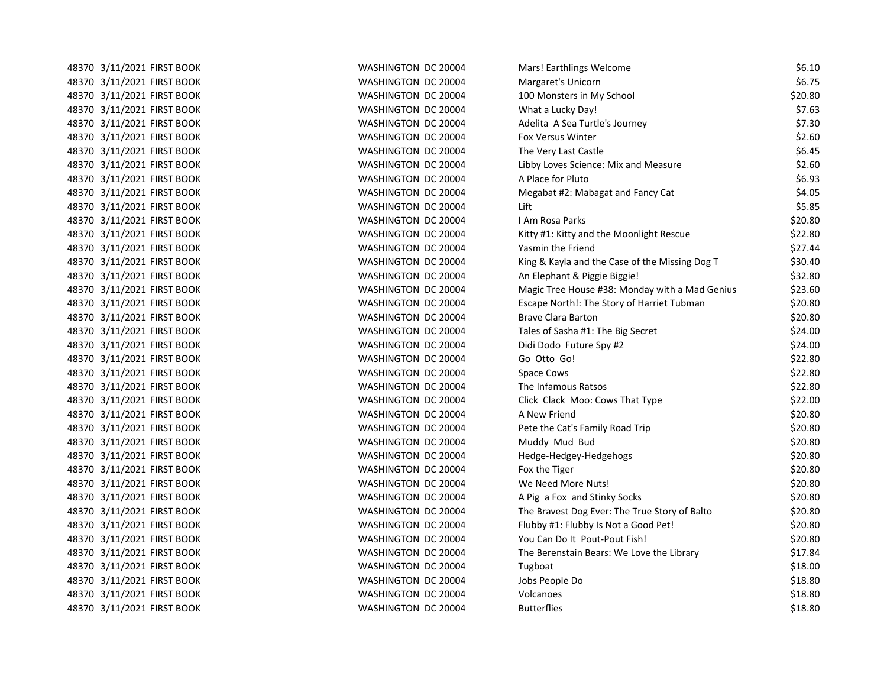| | | | | | |
|---|---|---|---|---|---|
| 48370 | 3/11/2021 | FIRST BOOK | WASHINGTON DC 20004 | Mars! Earthlings Welcome | $6.10 |
| 48370 | 3/11/2021 | FIRST BOOK | WASHINGTON DC 20004 | Margaret's Unicorn | $6.75 |
| 48370 | 3/11/2021 | FIRST BOOK | WASHINGTON DC 20004 | 100 Monsters in My School | $20.80 |
| 48370 | 3/11/2021 | FIRST BOOK | WASHINGTON DC 20004 | What a Lucky Day! | $7.63 |
| 48370 | 3/11/2021 | FIRST BOOK | WASHINGTON DC 20004 | Adelita A Sea Turtle's Journey | $7.30 |
| 48370 | 3/11/2021 | FIRST BOOK | WASHINGTON DC 20004 | Fox Versus Winter | $2.60 |
| 48370 | 3/11/2021 | FIRST BOOK | WASHINGTON DC 20004 | The Very Last Castle | $6.45 |
| 48370 | 3/11/2021 | FIRST BOOK | WASHINGTON DC 20004 | Libby Loves Science: Mix and Measure | $2.60 |
| 48370 | 3/11/2021 | FIRST BOOK | WASHINGTON DC 20004 | A Place for Pluto | $6.93 |
| 48370 | 3/11/2021 | FIRST BOOK | WASHINGTON DC 20004 | Megabat #2: Mabagat and Fancy Cat | $4.05 |
| 48370 | 3/11/2021 | FIRST BOOK | WASHINGTON DC 20004 | Lift | $5.85 |
| 48370 | 3/11/2021 | FIRST BOOK | WASHINGTON DC 20004 | I Am Rosa Parks | $20.80 |
| 48370 | 3/11/2021 | FIRST BOOK | WASHINGTON DC 20004 | Kitty #1: Kitty and the Moonlight Rescue | $22.80 |
| 48370 | 3/11/2021 | FIRST BOOK | WASHINGTON DC 20004 | Yasmin the Friend | $27.44 |
| 48370 | 3/11/2021 | FIRST BOOK | WASHINGTON DC 20004 | King & Kayla and the Case of the Missing Dog T | $30.40 |
| 48370 | 3/11/2021 | FIRST BOOK | WASHINGTON DC 20004 | An Elephant & Piggie Biggie! | $32.80 |
| 48370 | 3/11/2021 | FIRST BOOK | WASHINGTON DC 20004 | Magic Tree House #38: Monday with a Mad Genius | $23.60 |
| 48370 | 3/11/2021 | FIRST BOOK | WASHINGTON DC 20004 | Escape North!: The Story of Harriet Tubman | $20.80 |
| 48370 | 3/11/2021 | FIRST BOOK | WASHINGTON DC 20004 | Brave Clara Barton | $20.80 |
| 48370 | 3/11/2021 | FIRST BOOK | WASHINGTON DC 20004 | Tales of Sasha #1: The Big Secret | $24.00 |
| 48370 | 3/11/2021 | FIRST BOOK | WASHINGTON DC 20004 | Didi Dodo Future Spy #2 | $24.00 |
| 48370 | 3/11/2021 | FIRST BOOK | WASHINGTON DC 20004 | Go Otto Go! | $22.80 |
| 48370 | 3/11/2021 | FIRST BOOK | WASHINGTON DC 20004 | Space Cows | $22.80 |
| 48370 | 3/11/2021 | FIRST BOOK | WASHINGTON DC 20004 | The Infamous Ratsos | $22.80 |
| 48370 | 3/11/2021 | FIRST BOOK | WASHINGTON DC 20004 | Click Clack Moo: Cows That Type | $22.00 |
| 48370 | 3/11/2021 | FIRST BOOK | WASHINGTON DC 20004 | A New Friend | $20.80 |
| 48370 | 3/11/2021 | FIRST BOOK | WASHINGTON DC 20004 | Pete the Cat's Family Road Trip | $20.80 |
| 48370 | 3/11/2021 | FIRST BOOK | WASHINGTON DC 20004 | Muddy Mud Bud | $20.80 |
| 48370 | 3/11/2021 | FIRST BOOK | WASHINGTON DC 20004 | Hedge-Hedgey-Hedgehogs | $20.80 |
| 48370 | 3/11/2021 | FIRST BOOK | WASHINGTON DC 20004 | Fox the Tiger | $20.80 |
| 48370 | 3/11/2021 | FIRST BOOK | WASHINGTON DC 20004 | We Need More Nuts! | $20.80 |
| 48370 | 3/11/2021 | FIRST BOOK | WASHINGTON DC 20004 | A Pig a Fox and Stinky Socks | $20.80 |
| 48370 | 3/11/2021 | FIRST BOOK | WASHINGTON DC 20004 | The Bravest Dog Ever: The True Story of Balto | $20.80 |
| 48370 | 3/11/2021 | FIRST BOOK | WASHINGTON DC 20004 | Flubby #1: Flubby Is Not a Good Pet! | $20.80 |
| 48370 | 3/11/2021 | FIRST BOOK | WASHINGTON DC 20004 | You Can Do It Pout-Pout Fish! | $20.80 |
| 48370 | 3/11/2021 | FIRST BOOK | WASHINGTON DC 20004 | The Berenstain Bears: We Love the Library | $17.84 |
| 48370 | 3/11/2021 | FIRST BOOK | WASHINGTON DC 20004 | Tugboat | $18.00 |
| 48370 | 3/11/2021 | FIRST BOOK | WASHINGTON DC 20004 | Jobs People Do | $18.80 |
| 48370 | 3/11/2021 | FIRST BOOK | WASHINGTON DC 20004 | Volcanoes | $18.80 |
| 48370 | 3/11/2021 | FIRST BOOK | WASHINGTON DC 20004 | Butterflies | $18.80 |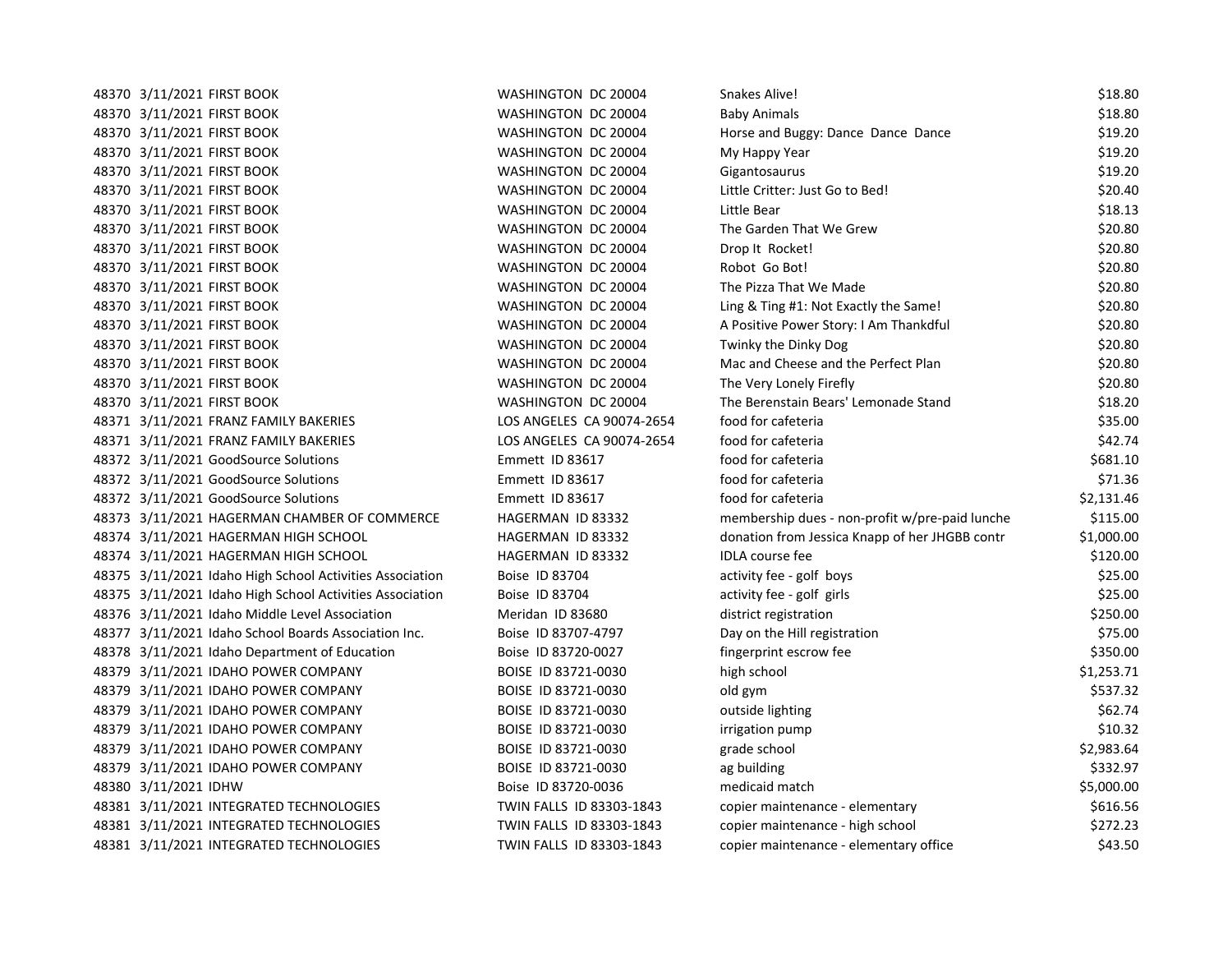| | | | | | |
|---|---|---|---|---|---|
| 48370 | 3/11/2021 | FIRST BOOK | WASHINGTON DC 20004 | Snakes Alive! | $18.80 |
| 48370 | 3/11/2021 | FIRST BOOK | WASHINGTON DC 20004 | Baby Animals | $18.80 |
| 48370 | 3/11/2021 | FIRST BOOK | WASHINGTON DC 20004 | Horse and Buggy: Dance Dance Dance | $19.20 |
| 48370 | 3/11/2021 | FIRST BOOK | WASHINGTON DC 20004 | My Happy Year | $19.20 |
| 48370 | 3/11/2021 | FIRST BOOK | WASHINGTON DC 20004 | Gigantosaurus | $19.20 |
| 48370 | 3/11/2021 | FIRST BOOK | WASHINGTON DC 20004 | Little Critter: Just Go to Bed! | $20.40 |
| 48370 | 3/11/2021 | FIRST BOOK | WASHINGTON DC 20004 | Little Bear | $18.13 |
| 48370 | 3/11/2021 | FIRST BOOK | WASHINGTON DC 20004 | The Garden That We Grew | $20.80 |
| 48370 | 3/11/2021 | FIRST BOOK | WASHINGTON DC 20004 | Drop It Rocket! | $20.80 |
| 48370 | 3/11/2021 | FIRST BOOK | WASHINGTON DC 20004 | Robot Go Bot! | $20.80 |
| 48370 | 3/11/2021 | FIRST BOOK | WASHINGTON DC 20004 | The Pizza That We Made | $20.80 |
| 48370 | 3/11/2021 | FIRST BOOK | WASHINGTON DC 20004 | Ling & Ting #1: Not Exactly the Same! | $20.80 |
| 48370 | 3/11/2021 | FIRST BOOK | WASHINGTON DC 20004 | A Positive Power Story: I Am Thankdful | $20.80 |
| 48370 | 3/11/2021 | FIRST BOOK | WASHINGTON DC 20004 | Twinky the Dinky Dog | $20.80 |
| 48370 | 3/11/2021 | FIRST BOOK | WASHINGTON DC 20004 | Mac and Cheese and the Perfect Plan | $20.80 |
| 48370 | 3/11/2021 | FIRST BOOK | WASHINGTON DC 20004 | The Very Lonely Firefly | $20.80 |
| 48370 | 3/11/2021 | FIRST BOOK | WASHINGTON DC 20004 | The Berenstain Bears' Lemonade Stand | $18.20 |
| 48371 | 3/11/2021 | FRANZ FAMILY BAKERIES | LOS ANGELES CA 90074-2654 | food for cafeteria | $35.00 |
| 48371 | 3/11/2021 | FRANZ FAMILY BAKERIES | LOS ANGELES CA 90074-2654 | food for cafeteria | $42.74 |
| 48372 | 3/11/2021 | GoodSource Solutions | Emmett ID 83617 | food for cafeteria | $681.10 |
| 48372 | 3/11/2021 | GoodSource Solutions | Emmett ID 83617 | food for cafeteria | $71.36 |
| 48372 | 3/11/2021 | GoodSource Solutions | Emmett ID 83617 | food for cafeteria | $2,131.46 |
| 48373 | 3/11/2021 | HAGERMAN CHAMBER OF COMMERCE | HAGERMAN ID 83332 | membership dues - non-profit w/pre-paid lunche | $115.00 |
| 48374 | 3/11/2021 | HAGERMAN HIGH SCHOOL | HAGERMAN ID 83332 | donation from Jessica Knapp of her JHGBB contr | $1,000.00 |
| 48374 | 3/11/2021 | HAGERMAN HIGH SCHOOL | HAGERMAN ID 83332 | IDLA course fee | $120.00 |
| 48375 | 3/11/2021 | Idaho High School Activities Association | Boise ID 83704 | activity fee - golf boys | $25.00 |
| 48375 | 3/11/2021 | Idaho High School Activities Association | Boise ID 83704 | activity fee - golf girls | $25.00 |
| 48376 | 3/11/2021 | Idaho Middle Level Association | Meridan ID 83680 | district registration | $250.00 |
| 48377 | 3/11/2021 | Idaho School Boards Association Inc. | Boise ID 83707-4797 | Day on the Hill registration | $75.00 |
| 48378 | 3/11/2021 | Idaho Department of Education | Boise ID 83720-0027 | fingerprint escrow fee | $350.00 |
| 48379 | 3/11/2021 | IDAHO POWER COMPANY | BOISE ID 83721-0030 | high school | $1,253.71 |
| 48379 | 3/11/2021 | IDAHO POWER COMPANY | BOISE ID 83721-0030 | old gym | $537.32 |
| 48379 | 3/11/2021 | IDAHO POWER COMPANY | BOISE ID 83721-0030 | outside lighting | $62.74 |
| 48379 | 3/11/2021 | IDAHO POWER COMPANY | BOISE ID 83721-0030 | irrigation pump | $10.32 |
| 48379 | 3/11/2021 | IDAHO POWER COMPANY | BOISE ID 83721-0030 | grade school | $2,983.64 |
| 48379 | 3/11/2021 | IDAHO POWER COMPANY | BOISE ID 83721-0030 | ag building | $332.97 |
| 48380 | 3/11/2021 | IDHW | Boise ID 83720-0036 | medicaid match | $5,000.00 |
| 48381 | 3/11/2021 | INTEGRATED TECHNOLOGIES | TWIN FALLS ID 83303-1843 | copier maintenance - elementary | $616.56 |
| 48381 | 3/11/2021 | INTEGRATED TECHNOLOGIES | TWIN FALLS ID 83303-1843 | copier maintenance - high school | $272.23 |
| 48381 | 3/11/2021 | INTEGRATED TECHNOLOGIES | TWIN FALLS ID 83303-1843 | copier maintenance - elementary office | $43.50 |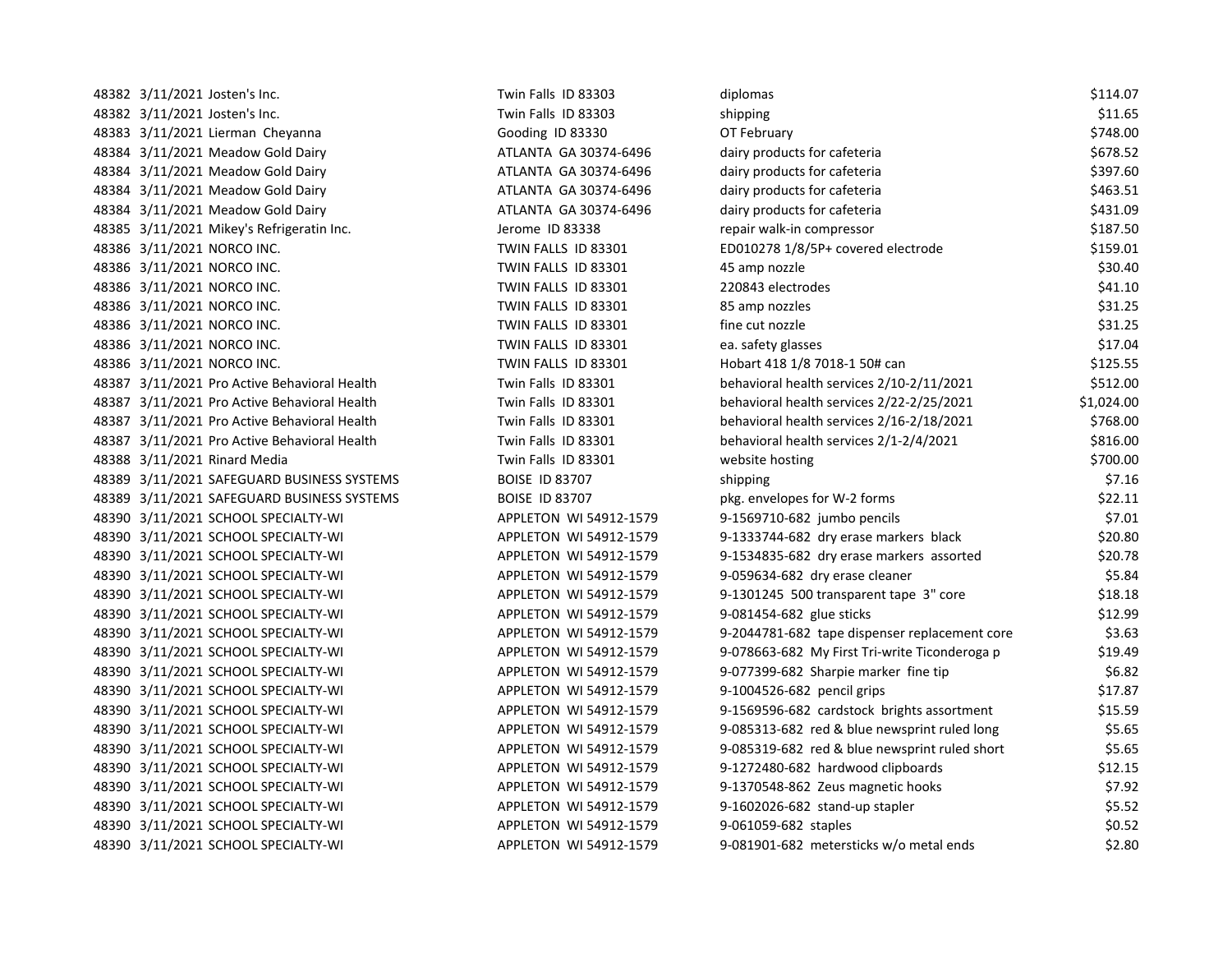| | | | | | |
|---|---|---|---|---|---|
| 48382 | 3/11/2021 | Josten's Inc. | Twin Falls ID 83303 | diplomas | $114.07 |
| 48382 | 3/11/2021 | Josten's Inc. | Twin Falls ID 83303 | shipping | $11.65 |
| 48383 | 3/11/2021 | Lierman Cheyanna | Gooding ID 83330 | OT February | $748.00 |
| 48384 | 3/11/2021 | Meadow Gold Dairy | ATLANTA GA 30374-6496 | dairy products for cafeteria | $678.52 |
| 48384 | 3/11/2021 | Meadow Gold Dairy | ATLANTA GA 30374-6496 | dairy products for cafeteria | $397.60 |
| 48384 | 3/11/2021 | Meadow Gold Dairy | ATLANTA GA 30374-6496 | dairy products for cafeteria | $463.51 |
| 48384 | 3/11/2021 | Meadow Gold Dairy | ATLANTA GA 30374-6496 | dairy products for cafeteria | $431.09 |
| 48385 | 3/11/2021 | Mikey's Refrigeratin Inc. | Jerome ID 83338 | repair walk-in compressor | $187.50 |
| 48386 | 3/11/2021 | NORCO INC. | TWIN FALLS ID 83301 | ED010278 1/8/5P+ covered electrode | $159.01 |
| 48386 | 3/11/2021 | NORCO INC. | TWIN FALLS ID 83301 | 45 amp nozzle | $30.40 |
| 48386 | 3/11/2021 | NORCO INC. | TWIN FALLS ID 83301 | 220843 electrodes | $41.10 |
| 48386 | 3/11/2021 | NORCO INC. | TWIN FALLS ID 83301 | 85 amp nozzles | $31.25 |
| 48386 | 3/11/2021 | NORCO INC. | TWIN FALLS ID 83301 | fine cut nozzle | $31.25 |
| 48386 | 3/11/2021 | NORCO INC. | TWIN FALLS ID 83301 | ea. safety glasses | $17.04 |
| 48386 | 3/11/2021 | NORCO INC. | TWIN FALLS ID 83301 | Hobart 418 1/8 7018-1 50# can | $125.55 |
| 48387 | 3/11/2021 | Pro Active Behavioral Health | Twin Falls ID 83301 | behavioral health services 2/10-2/11/2021 | $512.00 |
| 48387 | 3/11/2021 | Pro Active Behavioral Health | Twin Falls ID 83301 | behavioral health services 2/22-2/25/2021 | $1,024.00 |
| 48387 | 3/11/2021 | Pro Active Behavioral Health | Twin Falls ID 83301 | behavioral health services 2/16-2/18/2021 | $768.00 |
| 48387 | 3/11/2021 | Pro Active Behavioral Health | Twin Falls ID 83301 | behavioral health services 2/1-2/4/2021 | $816.00 |
| 48388 | 3/11/2021 | Rinard Media | Twin Falls ID 83301 | website hosting | $700.00 |
| 48389 | 3/11/2021 | SAFEGUARD BUSINESS SYSTEMS | BOISE ID 83707 | shipping | $7.16 |
| 48389 | 3/11/2021 | SAFEGUARD BUSINESS SYSTEMS | BOISE ID 83707 | pkg. envelopes for W-2 forms | $22.11 |
| 48390 | 3/11/2021 | SCHOOL SPECIALTY-WI | APPLETON WI 54912-1579 | 9-1569710-682 jumbo pencils | $7.01 |
| 48390 | 3/11/2021 | SCHOOL SPECIALTY-WI | APPLETON WI 54912-1579 | 9-1333744-682 dry erase markers black | $20.80 |
| 48390 | 3/11/2021 | SCHOOL SPECIALTY-WI | APPLETON WI 54912-1579 | 9-1534835-682 dry erase markers assorted | $20.78 |
| 48390 | 3/11/2021 | SCHOOL SPECIALTY-WI | APPLETON WI 54912-1579 | 9-059634-682 dry erase cleaner | $5.84 |
| 48390 | 3/11/2021 | SCHOOL SPECIALTY-WI | APPLETON WI 54912-1579 | 9-1301245 500 transparent tape 3" core | $18.18 |
| 48390 | 3/11/2021 | SCHOOL SPECIALTY-WI | APPLETON WI 54912-1579 | 9-081454-682 glue sticks | $12.99 |
| 48390 | 3/11/2021 | SCHOOL SPECIALTY-WI | APPLETON WI 54912-1579 | 9-2044781-682 tape dispenser replacement core | $3.63 |
| 48390 | 3/11/2021 | SCHOOL SPECIALTY-WI | APPLETON WI 54912-1579 | 9-078663-682 My First Tri-write Ticonderoga p | $19.49 |
| 48390 | 3/11/2021 | SCHOOL SPECIALTY-WI | APPLETON WI 54912-1579 | 9-077399-682 Sharpie marker fine tip | $6.82 |
| 48390 | 3/11/2021 | SCHOOL SPECIALTY-WI | APPLETON WI 54912-1579 | 9-1004526-682 pencil grips | $17.87 |
| 48390 | 3/11/2021 | SCHOOL SPECIALTY-WI | APPLETON WI 54912-1579 | 9-1569596-682 cardstock brights assortment | $15.59 |
| 48390 | 3/11/2021 | SCHOOL SPECIALTY-WI | APPLETON WI 54912-1579 | 9-085313-682 red & blue newsprint ruled long | $5.65 |
| 48390 | 3/11/2021 | SCHOOL SPECIALTY-WI | APPLETON WI 54912-1579 | 9-085319-682 red & blue newsprint ruled short | $5.65 |
| 48390 | 3/11/2021 | SCHOOL SPECIALTY-WI | APPLETON WI 54912-1579 | 9-1272480-682 hardwood clipboards | $12.15 |
| 48390 | 3/11/2021 | SCHOOL SPECIALTY-WI | APPLETON WI 54912-1579 | 9-1370548-862 Zeus magnetic hooks | $7.92 |
| 48390 | 3/11/2021 | SCHOOL SPECIALTY-WI | APPLETON WI 54912-1579 | 9-1602026-682 stand-up stapler | $5.52 |
| 48390 | 3/11/2021 | SCHOOL SPECIALTY-WI | APPLETON WI 54912-1579 | 9-061059-682 staples | $0.52 |
| 48390 | 3/11/2021 | SCHOOL SPECIALTY-WI | APPLETON WI 54912-1579 | 9-081901-682 metersticks w/o metal ends | $2.80 |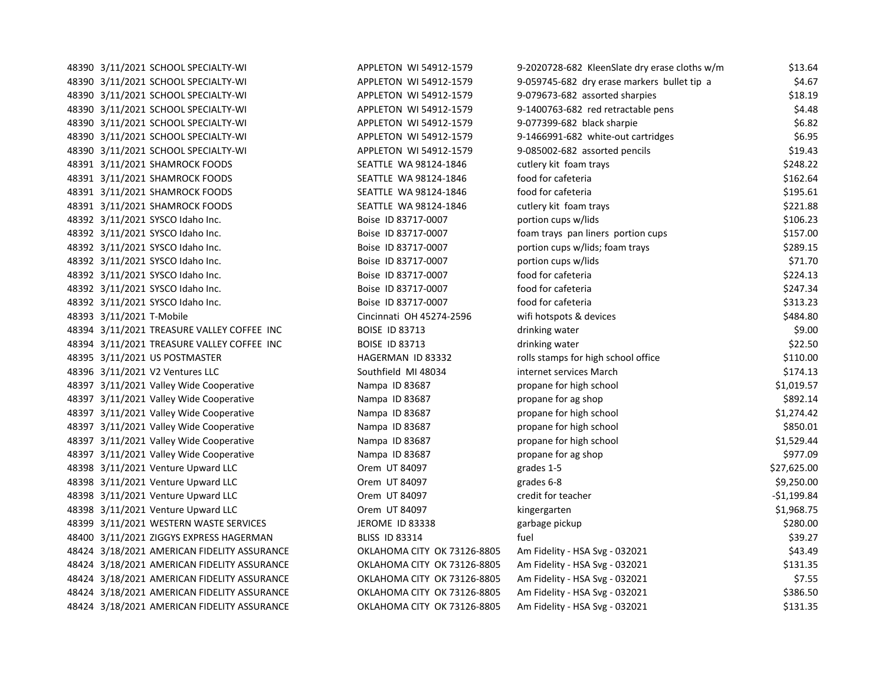| | | | | | |
|---|---|---|---|---|---|
| 48390 | 3/11/2021 | SCHOOL SPECIALTY-WI | APPLETON WI 54912-1579 | 9-2020728-682 KleenSlate dry erase cloths w/m | $13.64 |
| 48390 | 3/11/2021 | SCHOOL SPECIALTY-WI | APPLETON WI 54912-1579 | 9-059745-682 dry erase markers bullet tip a | $4.67 |
| 48390 | 3/11/2021 | SCHOOL SPECIALTY-WI | APPLETON WI 54912-1579 | 9-079673-682 assorted sharpies | $18.19 |
| 48390 | 3/11/2021 | SCHOOL SPECIALTY-WI | APPLETON WI 54912-1579 | 9-1400763-682 red retractable pens | $4.48 |
| 48390 | 3/11/2021 | SCHOOL SPECIALTY-WI | APPLETON WI 54912-1579 | 9-077399-682 black sharpie | $6.82 |
| 48390 | 3/11/2021 | SCHOOL SPECIALTY-WI | APPLETON WI 54912-1579 | 9-1466991-682 white-out cartridges | $6.95 |
| 48390 | 3/11/2021 | SCHOOL SPECIALTY-WI | APPLETON WI 54912-1579 | 9-085002-682 assorted pencils | $19.43 |
| 48391 | 3/11/2021 | SHAMROCK FOODS | SEATTLE WA 98124-1846 | cutlery kit foam trays | $248.22 |
| 48391 | 3/11/2021 | SHAMROCK FOODS | SEATTLE WA 98124-1846 | food for cafeteria | $162.64 |
| 48391 | 3/11/2021 | SHAMROCK FOODS | SEATTLE WA 98124-1846 | food for cafeteria | $195.61 |
| 48391 | 3/11/2021 | SHAMROCK FOODS | SEATTLE WA 98124-1846 | cutlery kit foam trays | $221.88 |
| 48392 | 3/11/2021 | SYSCO Idaho Inc. | Boise ID 83717-0007 | portion cups w/lids | $106.23 |
| 48392 | 3/11/2021 | SYSCO Idaho Inc. | Boise ID 83717-0007 | foam trays pan liners portion cups | $157.00 |
| 48392 | 3/11/2021 | SYSCO Idaho Inc. | Boise ID 83717-0007 | portion cups w/lids; foam trays | $289.15 |
| 48392 | 3/11/2021 | SYSCO Idaho Inc. | Boise ID 83717-0007 | portion cups w/lids | $71.70 |
| 48392 | 3/11/2021 | SYSCO Idaho Inc. | Boise ID 83717-0007 | food for cafeteria | $224.13 |
| 48392 | 3/11/2021 | SYSCO Idaho Inc. | Boise ID 83717-0007 | food for cafeteria | $247.34 |
| 48392 | 3/11/2021 | SYSCO Idaho Inc. | Boise ID 83717-0007 | food for cafeteria | $313.23 |
| 48393 | 3/11/2021 | T-Mobile | Cincinnati OH 45274-2596 | wifi hotspots & devices | $484.80 |
| 48394 | 3/11/2021 | TREASURE VALLEY COFFEE INC | BOISE ID 83713 | drinking water | $9.00 |
| 48394 | 3/11/2021 | TREASURE VALLEY COFFEE INC | BOISE ID 83713 | drinking water | $22.50 |
| 48395 | 3/11/2021 | US POSTMASTER | HAGERMAN ID 83332 | rolls stamps for high school office | $110.00 |
| 48396 | 3/11/2021 | V2 Ventures LLC | Southfield MI 48034 | internet services March | $174.13 |
| 48397 | 3/11/2021 | Valley Wide Cooperative | Nampa ID 83687 | propane for high school | $1,019.57 |
| 48397 | 3/11/2021 | Valley Wide Cooperative | Nampa ID 83687 | propane for ag shop | $892.14 |
| 48397 | 3/11/2021 | Valley Wide Cooperative | Nampa ID 83687 | propane for high school | $1,274.42 |
| 48397 | 3/11/2021 | Valley Wide Cooperative | Nampa ID 83687 | propane for high school | $850.01 |
| 48397 | 3/11/2021 | Valley Wide Cooperative | Nampa ID 83687 | propane for high school | $1,529.44 |
| 48397 | 3/11/2021 | Valley Wide Cooperative | Nampa ID 83687 | propane for ag shop | $977.09 |
| 48398 | 3/11/2021 | Venture Upward LLC | Orem UT 84097 | grades 1-5 | $27,625.00 |
| 48398 | 3/11/2021 | Venture Upward LLC | Orem UT 84097 | grades 6-8 | $9,250.00 |
| 48398 | 3/11/2021 | Venture Upward LLC | Orem UT 84097 | credit for teacher | -$1,199.84 |
| 48398 | 3/11/2021 | Venture Upward LLC | Orem UT 84097 | kingergarten | $1,968.75 |
| 48399 | 3/11/2021 | WESTERN WASTE SERVICES | JEROME ID 83338 | garbage pickup | $280.00 |
| 48400 | 3/11/2021 | ZIGGYS EXPRESS HAGERMAN | BLISS ID 83314 | fuel | $39.27 |
| 48424 | 3/18/2021 | AMERICAN FIDELITY ASSURANCE | OKLAHOMA CITY OK 73126-8805 | Am Fidelity - HSA Svg - 032021 | $43.49 |
| 48424 | 3/18/2021 | AMERICAN FIDELITY ASSURANCE | OKLAHOMA CITY OK 73126-8805 | Am Fidelity - HSA Svg - 032021 | $131.35 |
| 48424 | 3/18/2021 | AMERICAN FIDELITY ASSURANCE | OKLAHOMA CITY OK 73126-8805 | Am Fidelity - HSA Svg - 032021 | $7.55 |
| 48424 | 3/18/2021 | AMERICAN FIDELITY ASSURANCE | OKLAHOMA CITY OK 73126-8805 | Am Fidelity - HSA Svg - 032021 | $386.50 |
| 48424 | 3/18/2021 | AMERICAN FIDELITY ASSURANCE | OKLAHOMA CITY OK 73126-8805 | Am Fidelity - HSA Svg - 032021 | $131.35 |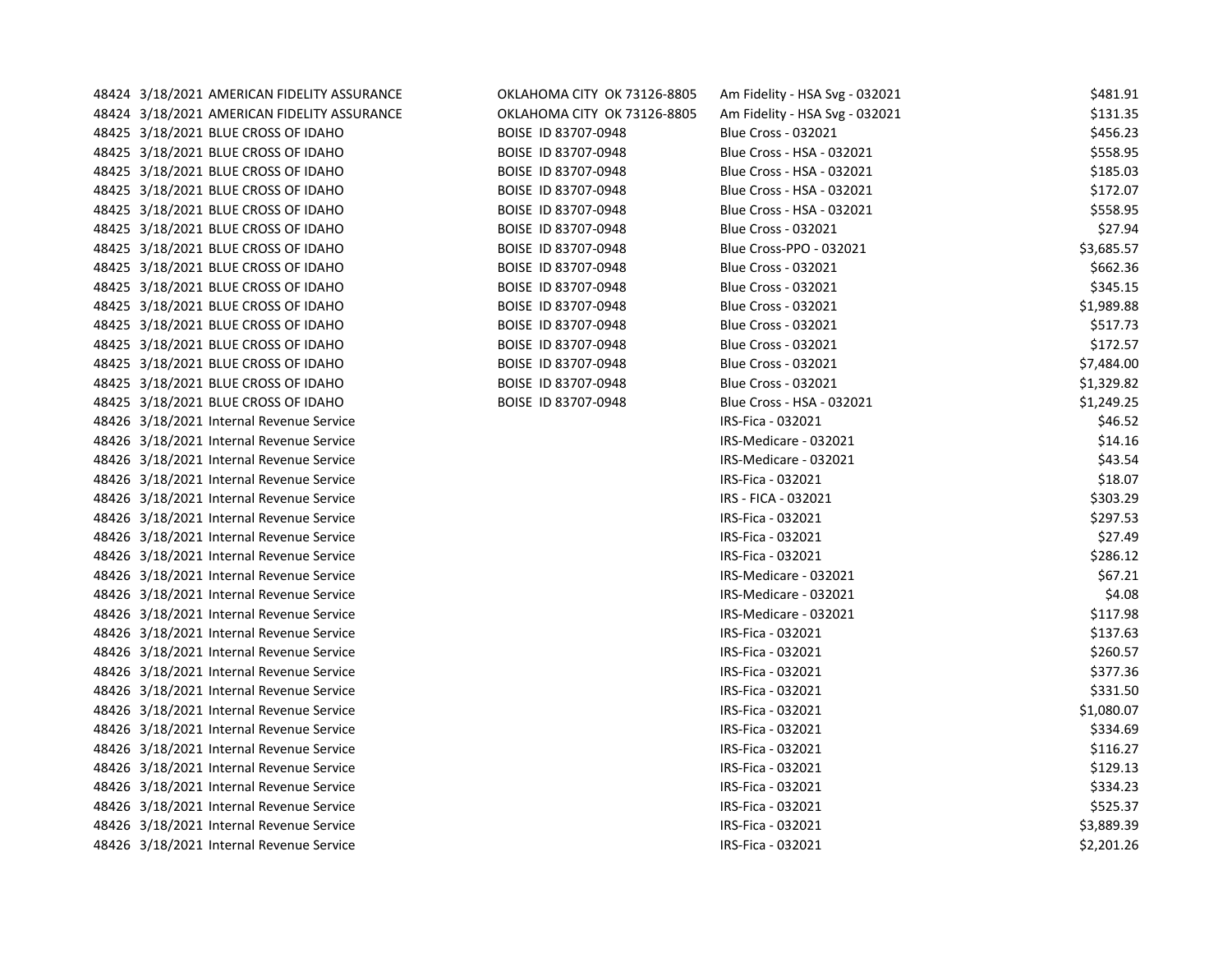| | | | | | |
|---|---|---|---|---|---|
| 48424 | 3/18/2021 | AMERICAN FIDELITY ASSURANCE | OKLAHOMA CITY OK 73126-8805 | Am Fidelity - HSA Svg - 032021 | $481.91 |
| 48424 | 3/18/2021 | AMERICAN FIDELITY ASSURANCE | OKLAHOMA CITY OK 73126-8805 | Am Fidelity - HSA Svg - 032021 | $131.35 |
| 48425 | 3/18/2021 | BLUE CROSS OF IDAHO | BOISE ID 83707-0948 | Blue Cross - 032021 | $456.23 |
| 48425 | 3/18/2021 | BLUE CROSS OF IDAHO | BOISE ID 83707-0948 | Blue Cross - HSA - 032021 | $558.95 |
| 48425 | 3/18/2021 | BLUE CROSS OF IDAHO | BOISE ID 83707-0948 | Blue Cross - HSA - 032021 | $185.03 |
| 48425 | 3/18/2021 | BLUE CROSS OF IDAHO | BOISE ID 83707-0948 | Blue Cross - HSA - 032021 | $172.07 |
| 48425 | 3/18/2021 | BLUE CROSS OF IDAHO | BOISE ID 83707-0948 | Blue Cross - HSA - 032021 | $558.95 |
| 48425 | 3/18/2021 | BLUE CROSS OF IDAHO | BOISE ID 83707-0948 | Blue Cross - 032021 | $27.94 |
| 48425 | 3/18/2021 | BLUE CROSS OF IDAHO | BOISE ID 83707-0948 | Blue Cross-PPO - 032021 | $3,685.57 |
| 48425 | 3/18/2021 | BLUE CROSS OF IDAHO | BOISE ID 83707-0948 | Blue Cross - 032021 | $662.36 |
| 48425 | 3/18/2021 | BLUE CROSS OF IDAHO | BOISE ID 83707-0948 | Blue Cross - 032021 | $345.15 |
| 48425 | 3/18/2021 | BLUE CROSS OF IDAHO | BOISE ID 83707-0948 | Blue Cross - 032021 | $1,989.88 |
| 48425 | 3/18/2021 | BLUE CROSS OF IDAHO | BOISE ID 83707-0948 | Blue Cross - 032021 | $517.73 |
| 48425 | 3/18/2021 | BLUE CROSS OF IDAHO | BOISE ID 83707-0948 | Blue Cross - 032021 | $172.57 |
| 48425 | 3/18/2021 | BLUE CROSS OF IDAHO | BOISE ID 83707-0948 | Blue Cross - 032021 | $7,484.00 |
| 48425 | 3/18/2021 | BLUE CROSS OF IDAHO | BOISE ID 83707-0948 | Blue Cross - 032021 | $1,329.82 |
| 48425 | 3/18/2021 | BLUE CROSS OF IDAHO | BOISE ID 83707-0948 | Blue Cross - HSA - 032021 | $1,249.25 |
| 48426 | 3/18/2021 | Internal Revenue Service | | IRS-Fica - 032021 | $46.52 |
| 48426 | 3/18/2021 | Internal Revenue Service | | IRS-Medicare - 032021 | $14.16 |
| 48426 | 3/18/2021 | Internal Revenue Service | | IRS-Medicare - 032021 | $43.54 |
| 48426 | 3/18/2021 | Internal Revenue Service | | IRS-Fica - 032021 | $18.07 |
| 48426 | 3/18/2021 | Internal Revenue Service | | IRS - FICA - 032021 | $303.29 |
| 48426 | 3/18/2021 | Internal Revenue Service | | IRS-Fica - 032021 | $297.53 |
| 48426 | 3/18/2021 | Internal Revenue Service | | IRS-Fica - 032021 | $27.49 |
| 48426 | 3/18/2021 | Internal Revenue Service | | IRS-Fica - 032021 | $286.12 |
| 48426 | 3/18/2021 | Internal Revenue Service | | IRS-Medicare - 032021 | $67.21 |
| 48426 | 3/18/2021 | Internal Revenue Service | | IRS-Medicare - 032021 | $4.08 |
| 48426 | 3/18/2021 | Internal Revenue Service | | IRS-Medicare - 032021 | $117.98 |
| 48426 | 3/18/2021 | Internal Revenue Service | | IRS-Fica - 032021 | $137.63 |
| 48426 | 3/18/2021 | Internal Revenue Service | | IRS-Fica - 032021 | $260.57 |
| 48426 | 3/18/2021 | Internal Revenue Service | | IRS-Fica - 032021 | $377.36 |
| 48426 | 3/18/2021 | Internal Revenue Service | | IRS-Fica - 032021 | $331.50 |
| 48426 | 3/18/2021 | Internal Revenue Service | | IRS-Fica - 032021 | $1,080.07 |
| 48426 | 3/18/2021 | Internal Revenue Service | | IRS-Fica - 032021 | $334.69 |
| 48426 | 3/18/2021 | Internal Revenue Service | | IRS-Fica - 032021 | $116.27 |
| 48426 | 3/18/2021 | Internal Revenue Service | | IRS-Fica - 032021 | $129.13 |
| 48426 | 3/18/2021 | Internal Revenue Service | | IRS-Fica - 032021 | $334.23 |
| 48426 | 3/18/2021 | Internal Revenue Service | | IRS-Fica - 032021 | $525.37 |
| 48426 | 3/18/2021 | Internal Revenue Service | | IRS-Fica - 032021 | $3,889.39 |
| 48426 | 3/18/2021 | Internal Revenue Service | | IRS-Fica - 032021 | $2,201.26 |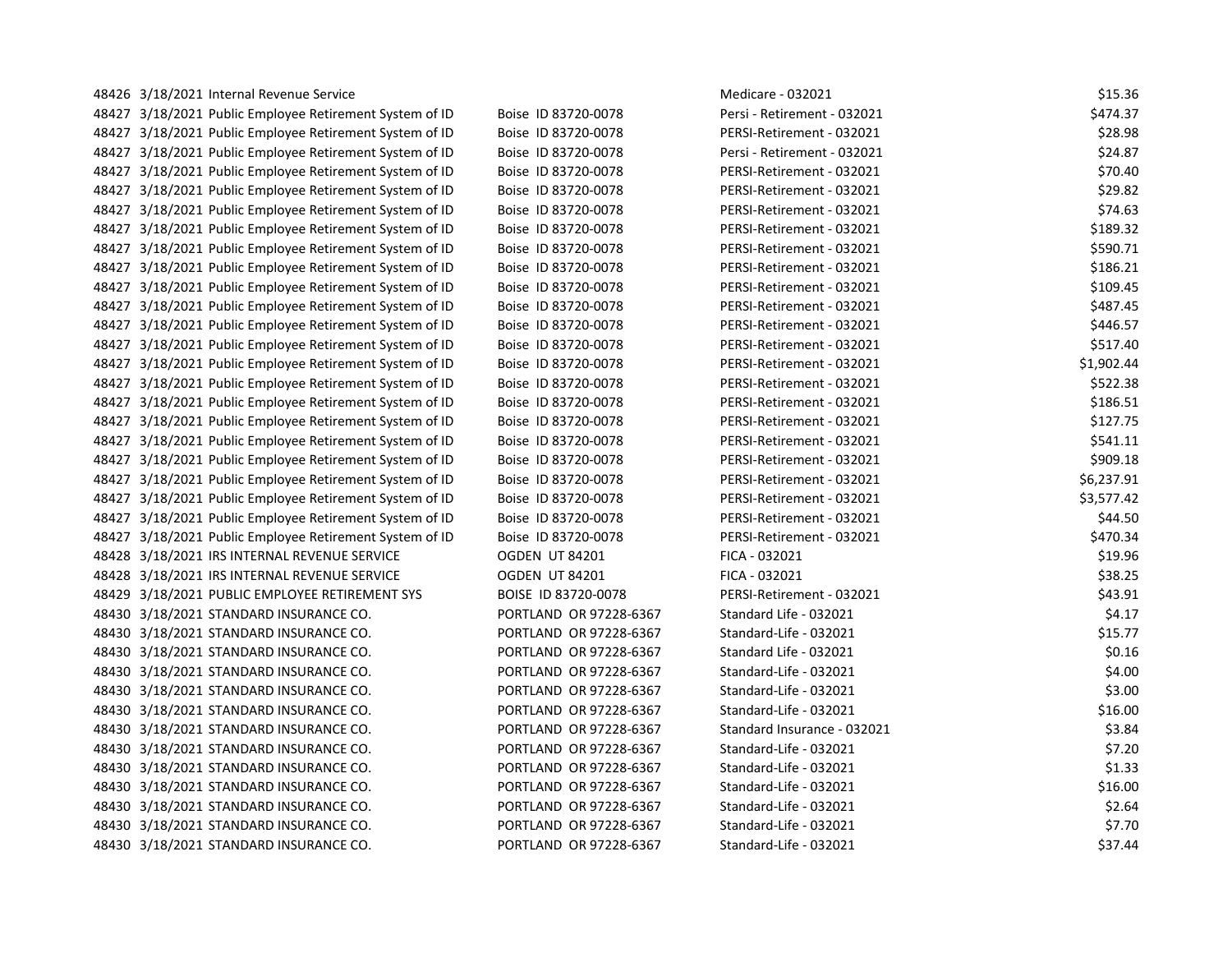| | | | | | |
|---|---|---|---|---|---|
| 48426 | 3/18/2021 | Internal Revenue Service | | Medicare - 032021 | $15.36 |
| 48427 | 3/18/2021 | Public Employee Retirement System of ID | Boise ID 83720-0078 | Persi - Retirement - 032021 | $474.37 |
| 48427 | 3/18/2021 | Public Employee Retirement System of ID | Boise ID 83720-0078 | PERSI-Retirement - 032021 | $28.98 |
| 48427 | 3/18/2021 | Public Employee Retirement System of ID | Boise ID 83720-0078 | Persi - Retirement - 032021 | $24.87 |
| 48427 | 3/18/2021 | Public Employee Retirement System of ID | Boise ID 83720-0078 | PERSI-Retirement - 032021 | $70.40 |
| 48427 | 3/18/2021 | Public Employee Retirement System of ID | Boise ID 83720-0078 | PERSI-Retirement - 032021 | $29.82 |
| 48427 | 3/18/2021 | Public Employee Retirement System of ID | Boise ID 83720-0078 | PERSI-Retirement - 032021 | $74.63 |
| 48427 | 3/18/2021 | Public Employee Retirement System of ID | Boise ID 83720-0078 | PERSI-Retirement - 032021 | $189.32 |
| 48427 | 3/18/2021 | Public Employee Retirement System of ID | Boise ID 83720-0078 | PERSI-Retirement - 032021 | $590.71 |
| 48427 | 3/18/2021 | Public Employee Retirement System of ID | Boise ID 83720-0078 | PERSI-Retirement - 032021 | $186.21 |
| 48427 | 3/18/2021 | Public Employee Retirement System of ID | Boise ID 83720-0078 | PERSI-Retirement - 032021 | $109.45 |
| 48427 | 3/18/2021 | Public Employee Retirement System of ID | Boise ID 83720-0078 | PERSI-Retirement - 032021 | $487.45 |
| 48427 | 3/18/2021 | Public Employee Retirement System of ID | Boise ID 83720-0078 | PERSI-Retirement - 032021 | $446.57 |
| 48427 | 3/18/2021 | Public Employee Retirement System of ID | Boise ID 83720-0078 | PERSI-Retirement - 032021 | $517.40 |
| 48427 | 3/18/2021 | Public Employee Retirement System of ID | Boise ID 83720-0078 | PERSI-Retirement - 032021 | $1,902.44 |
| 48427 | 3/18/2021 | Public Employee Retirement System of ID | Boise ID 83720-0078 | PERSI-Retirement - 032021 | $522.38 |
| 48427 | 3/18/2021 | Public Employee Retirement System of ID | Boise ID 83720-0078 | PERSI-Retirement - 032021 | $186.51 |
| 48427 | 3/18/2021 | Public Employee Retirement System of ID | Boise ID 83720-0078 | PERSI-Retirement - 032021 | $127.75 |
| 48427 | 3/18/2021 | Public Employee Retirement System of ID | Boise ID 83720-0078 | PERSI-Retirement - 032021 | $541.11 |
| 48427 | 3/18/2021 | Public Employee Retirement System of ID | Boise ID 83720-0078 | PERSI-Retirement - 032021 | $909.18 |
| 48427 | 3/18/2021 | Public Employee Retirement System of ID | Boise ID 83720-0078 | PERSI-Retirement - 032021 | $6,237.91 |
| 48427 | 3/18/2021 | Public Employee Retirement System of ID | Boise ID 83720-0078 | PERSI-Retirement - 032021 | $3,577.42 |
| 48427 | 3/18/2021 | Public Employee Retirement System of ID | Boise ID 83720-0078 | PERSI-Retirement - 032021 | $44.50 |
| 48427 | 3/18/2021 | Public Employee Retirement System of ID | Boise ID 83720-0078 | PERSI-Retirement - 032021 | $470.34 |
| 48428 | 3/18/2021 | IRS INTERNAL REVENUE SERVICE | OGDEN UT 84201 | FICA - 032021 | $19.96 |
| 48428 | 3/18/2021 | IRS INTERNAL REVENUE SERVICE | OGDEN UT 84201 | FICA - 032021 | $38.25 |
| 48429 | 3/18/2021 | PUBLIC EMPLOYEE RETIREMENT SYS | BOISE ID 83720-0078 | PERSI-Retirement - 032021 | $43.91 |
| 48430 | 3/18/2021 | STANDARD INSURANCE CO. | PORTLAND OR 97228-6367 | Standard Life - 032021 | $4.17 |
| 48430 | 3/18/2021 | STANDARD INSURANCE CO. | PORTLAND OR 97228-6367 | Standard-Life - 032021 | $15.77 |
| 48430 | 3/18/2021 | STANDARD INSURANCE CO. | PORTLAND OR 97228-6367 | Standard Life - 032021 | $0.16 |
| 48430 | 3/18/2021 | STANDARD INSURANCE CO. | PORTLAND OR 97228-6367 | Standard-Life - 032021 | $4.00 |
| 48430 | 3/18/2021 | STANDARD INSURANCE CO. | PORTLAND OR 97228-6367 | Standard-Life - 032021 | $3.00 |
| 48430 | 3/18/2021 | STANDARD INSURANCE CO. | PORTLAND OR 97228-6367 | Standard-Life - 032021 | $16.00 |
| 48430 | 3/18/2021 | STANDARD INSURANCE CO. | PORTLAND OR 97228-6367 | Standard Insurance - 032021 | $3.84 |
| 48430 | 3/18/2021 | STANDARD INSURANCE CO. | PORTLAND OR 97228-6367 | Standard-Life - 032021 | $7.20 |
| 48430 | 3/18/2021 | STANDARD INSURANCE CO. | PORTLAND OR 97228-6367 | Standard-Life - 032021 | $1.33 |
| 48430 | 3/18/2021 | STANDARD INSURANCE CO. | PORTLAND OR 97228-6367 | Standard-Life - 032021 | $16.00 |
| 48430 | 3/18/2021 | STANDARD INSURANCE CO. | PORTLAND OR 97228-6367 | Standard-Life - 032021 | $2.64 |
| 48430 | 3/18/2021 | STANDARD INSURANCE CO. | PORTLAND OR 97228-6367 | Standard-Life - 032021 | $7.70 |
| 48430 | 3/18/2021 | STANDARD INSURANCE CO. | PORTLAND OR 97228-6367 | Standard-Life - 032021 | $37.44 |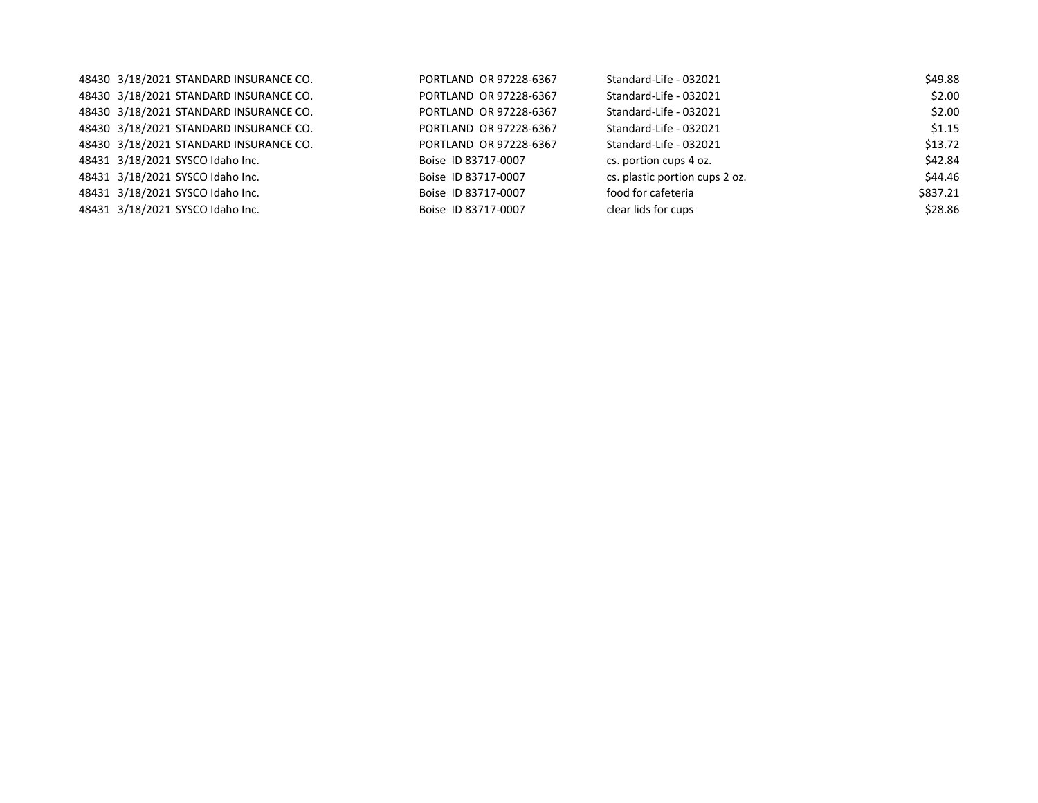| | | | | | |
|---|---|---|---|---|---|
| 48430 | 3/18/2021 | STANDARD INSURANCE CO. | PORTLAND OR 97228-6367 | Standard-Life - 032021 | $49.88 |
| 48430 | 3/18/2021 | STANDARD INSURANCE CO. | PORTLAND OR 97228-6367 | Standard-Life - 032021 | $2.00 |
| 48430 | 3/18/2021 | STANDARD INSURANCE CO. | PORTLAND OR 97228-6367 | Standard-Life - 032021 | $2.00 |
| 48430 | 3/18/2021 | STANDARD INSURANCE CO. | PORTLAND OR 97228-6367 | Standard-Life - 032021 | $1.15 |
| 48430 | 3/18/2021 | STANDARD INSURANCE CO. | PORTLAND OR 97228-6367 | Standard-Life - 032021 | $13.72 |
| 48431 | 3/18/2021 | SYSCO Idaho Inc. | Boise ID 83717-0007 | cs. portion cups 4 oz. | $42.84 |
| 48431 | 3/18/2021 | SYSCO Idaho Inc. | Boise ID 83717-0007 | cs. plastic portion cups 2 oz. | $44.46 |
| 48431 | 3/18/2021 | SYSCO Idaho Inc. | Boise ID 83717-0007 | food for cafeteria | $837.21 |
| 48431 | 3/18/2021 | SYSCO Idaho Inc. | Boise ID 83717-0007 | clear lids for cups | $28.86 |